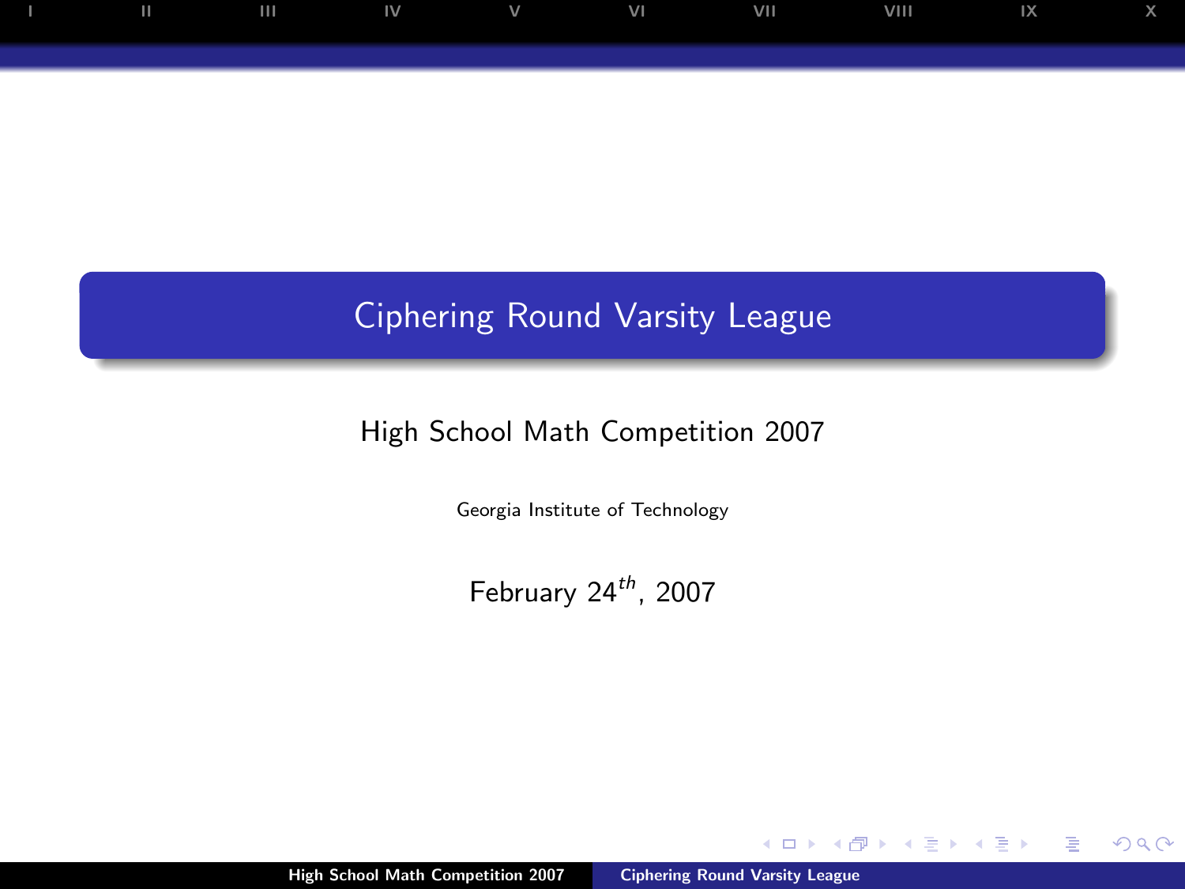# Ciphering Round Varsity League

High School Math Competition 2007

Georgia Institute of Technology

February 24$^{th}$, 2007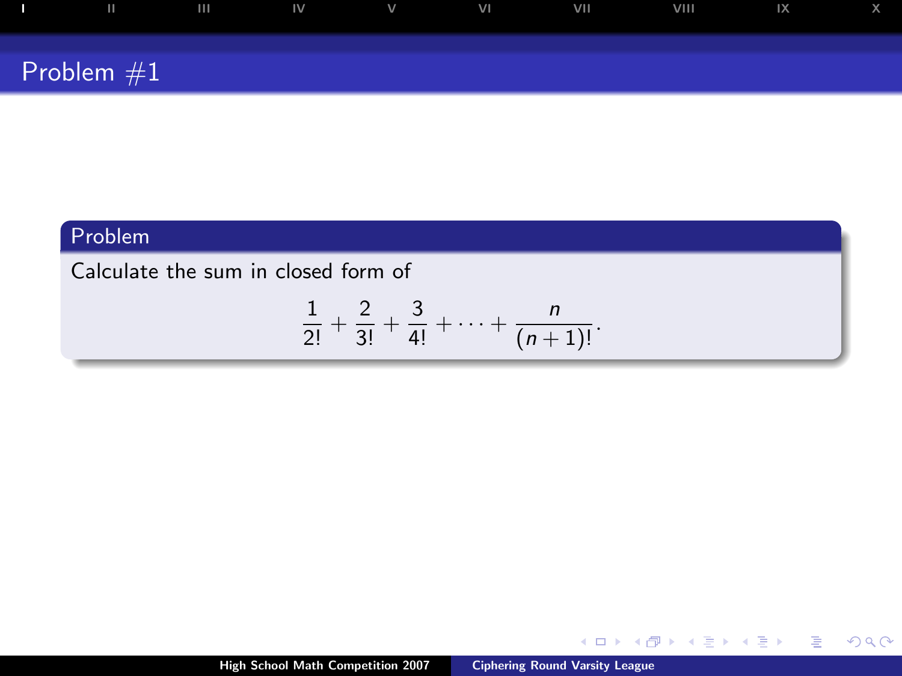## Problem #1

### Problem

Calculate the sum in closed form of

$$\frac{1}{2!} + \frac{2}{3!} + \frac{3}{4!} + \cdots + \frac{n}{(n+1)!}.$$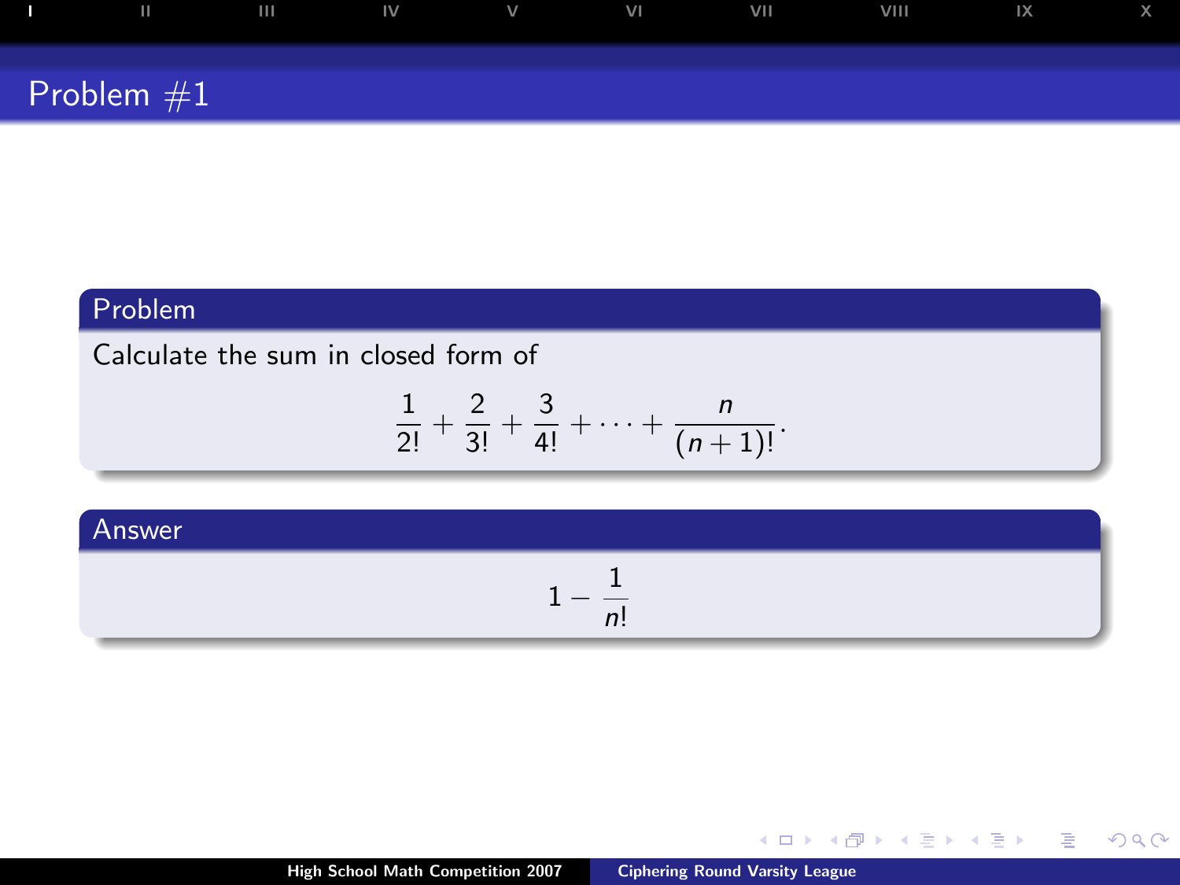# Problem #1

## Problem

Calculate the sum in closed form of

$$\frac{1}{2!} + \frac{2}{3!} + \frac{3}{4!} + \cdots + \frac{n}{(n+1)!}.$$

## Answer

$$1 - \frac{1}{n!}$$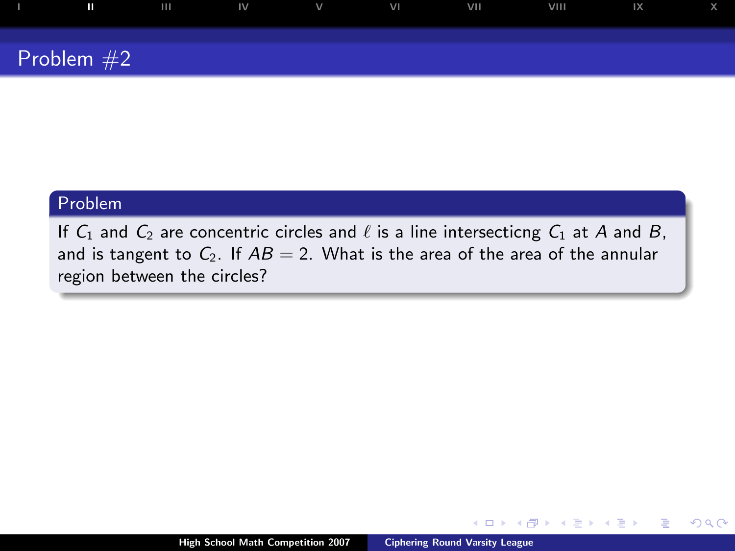# Problem #2

## Problem

If $C_1$ and $C_2$ are concentric circles and $\ell$ is a line intersecticng $C_1$ at $A$ and $B$, and is tangent to $C_2$. If $AB = 2$. What is the area of the area of the annular region between the circles?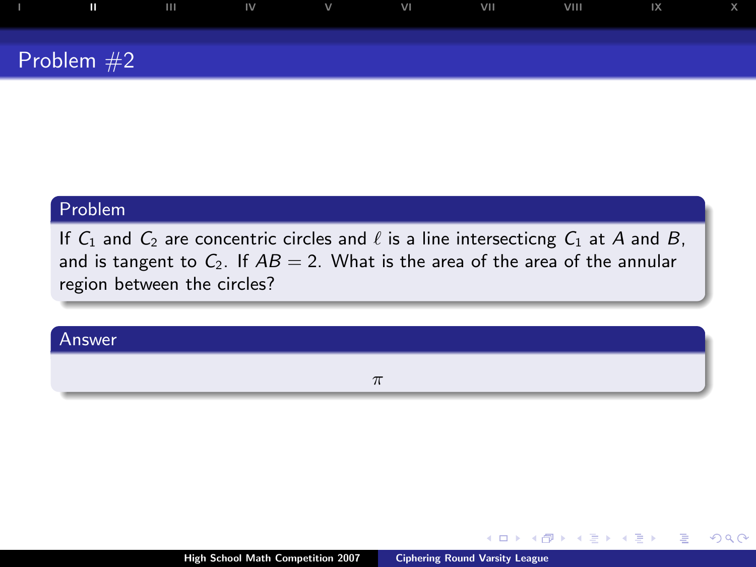# Problem #2

## Problem

If $C_1$ and $C_2$ are concentric circles and $\ell$ is a line intersecticng $C_1$ at $A$ and $B$, and is tangent to $C_2$. If $AB = 2$. What is the area of the area of the annular region between the circles?

## Answer

$$\pi$$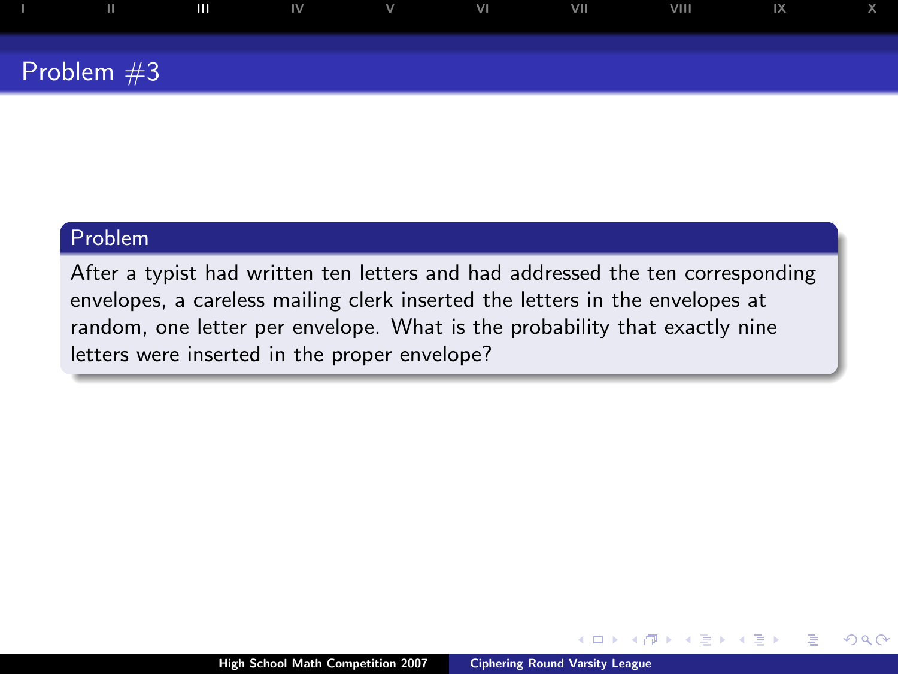# Problem #3

## Problem

After a typist had written ten letters and had addressed the ten corresponding envelopes, a careless mailing clerk inserted the letters in the envelopes at random, one letter per envelope. What is the probability that exactly nine letters were inserted in the proper envelope?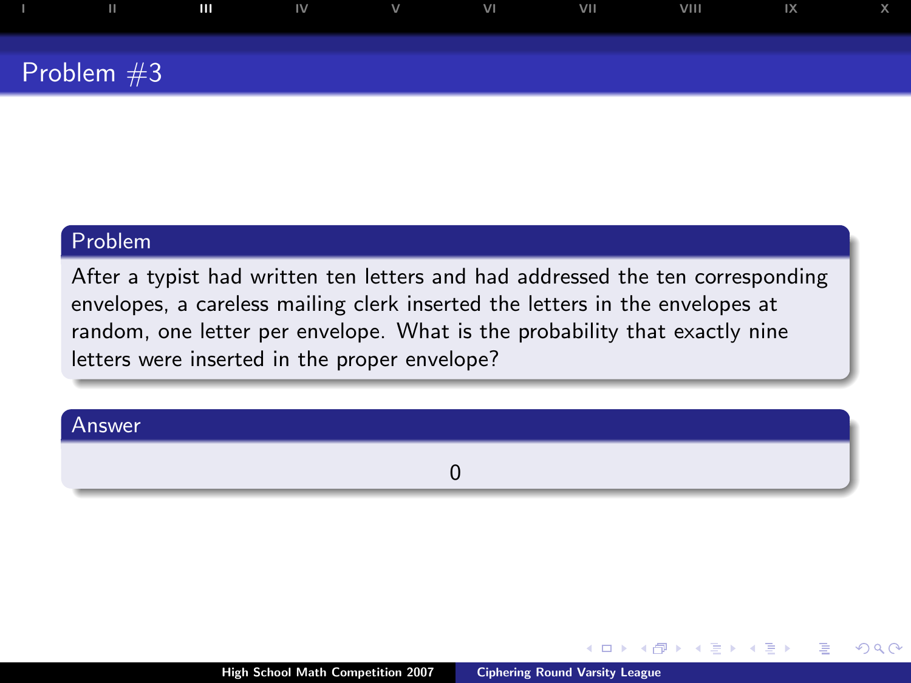## Problem #3

### Problem

After a typist had written ten letters and had addressed the ten corresponding envelopes, a careless mailing clerk inserted the letters in the envelopes at random, one letter per envelope. What is the probability that exactly nine letters were inserted in the proper envelope?

### Answer

0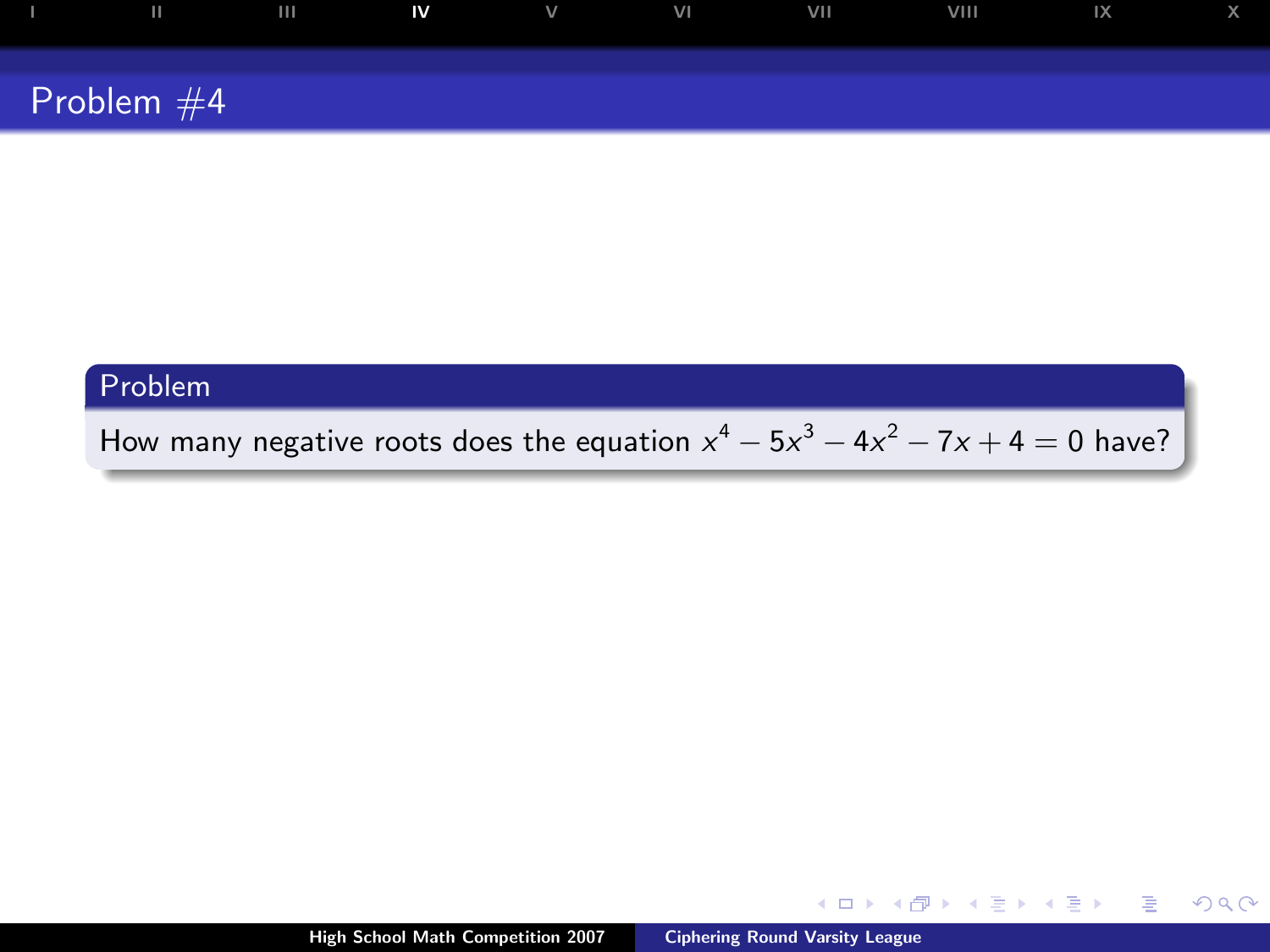## Problem #4

### Problem

How many negative roots does the equation $x^4 - 5x^3 - 4x^2 - 7x + 4 = 0$ have?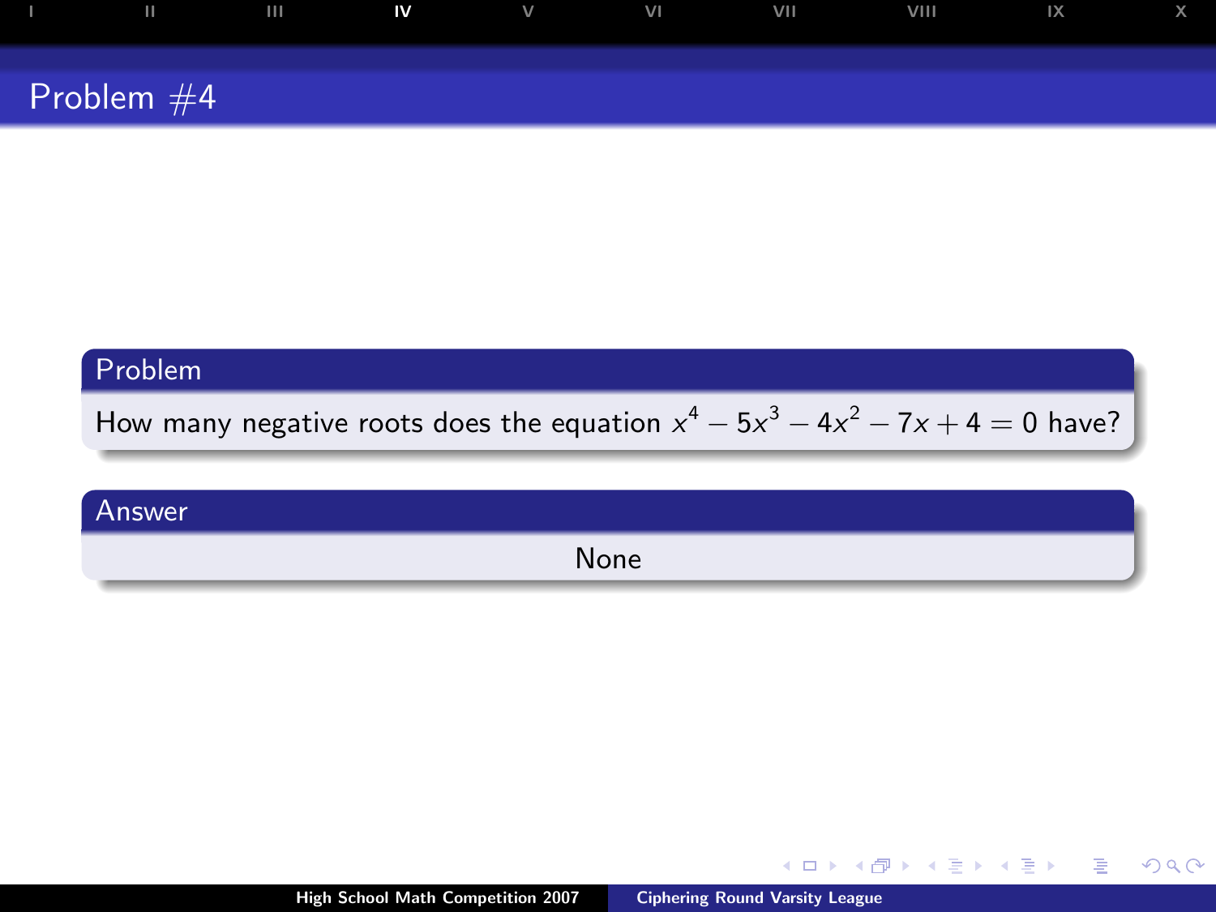# Problem #4

## Problem

How many negative roots does the equation $x^4 - 5x^3 - 4x^2 - 7x + 4 = 0$ have?

## Answer

None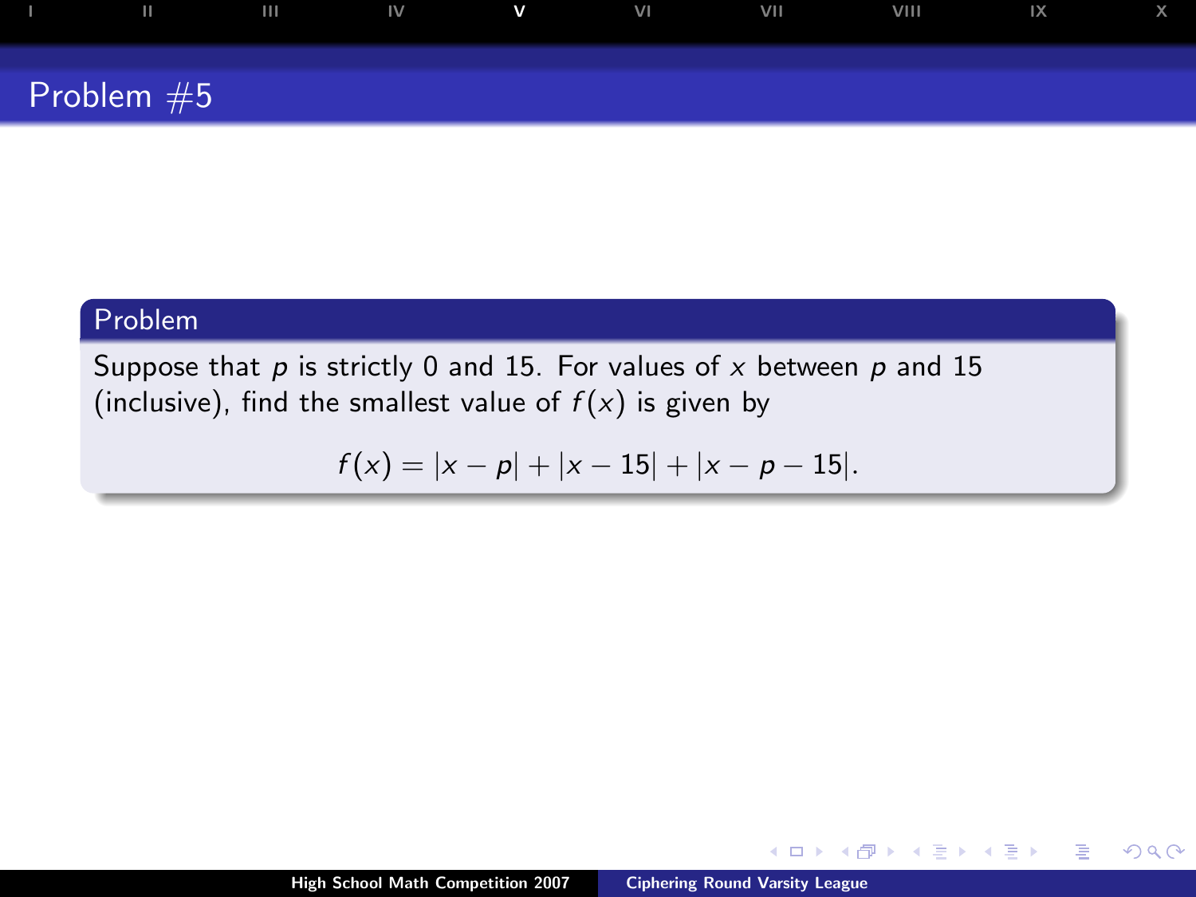## Problem #5

### Problem

Suppose that $p$ is strictly 0 and 15. For values of $x$ between $p$ and 15 (inclusive), find the smallest value of $f(x)$ is given by

$$f(x) = |x - p| + |x - 15| + |x - p - 15|.$$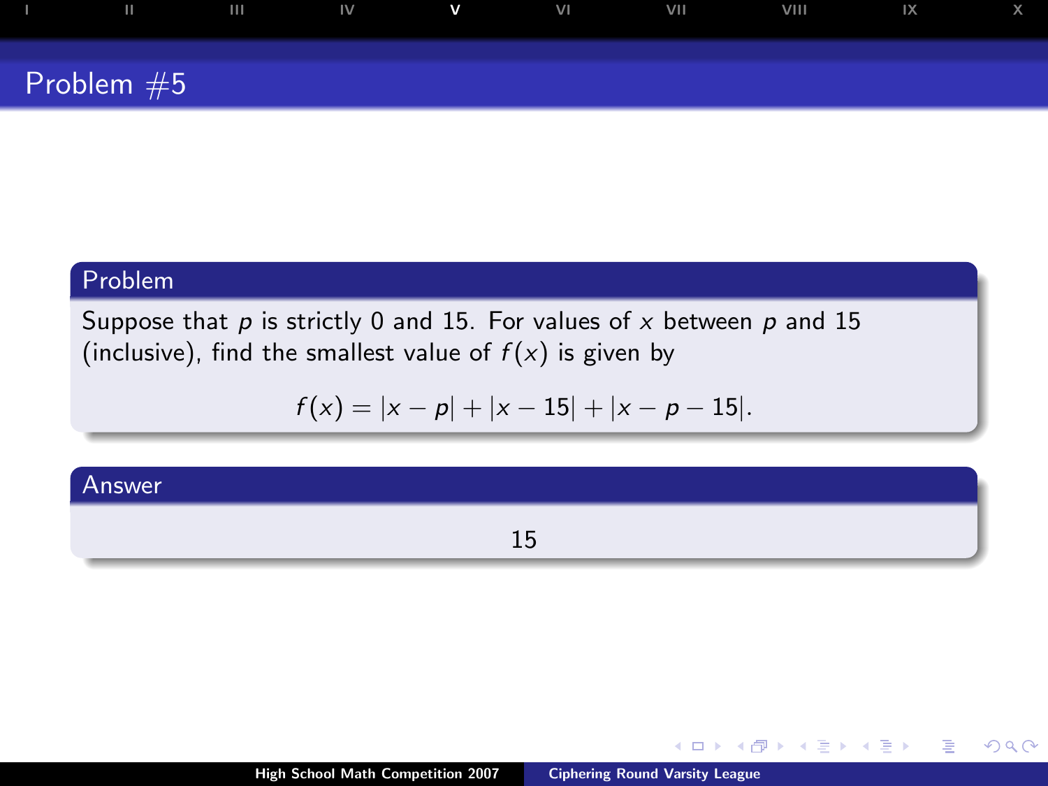## Problem #5

### Problem

Suppose that $p$ is strictly 0 and 15. For values of $x$ between $p$ and 15 (inclusive), find the smallest value of $f(x)$ is given by

$$f(x) = |x - p| + |x - 15| + |x - p - 15|.$$

### Answer

15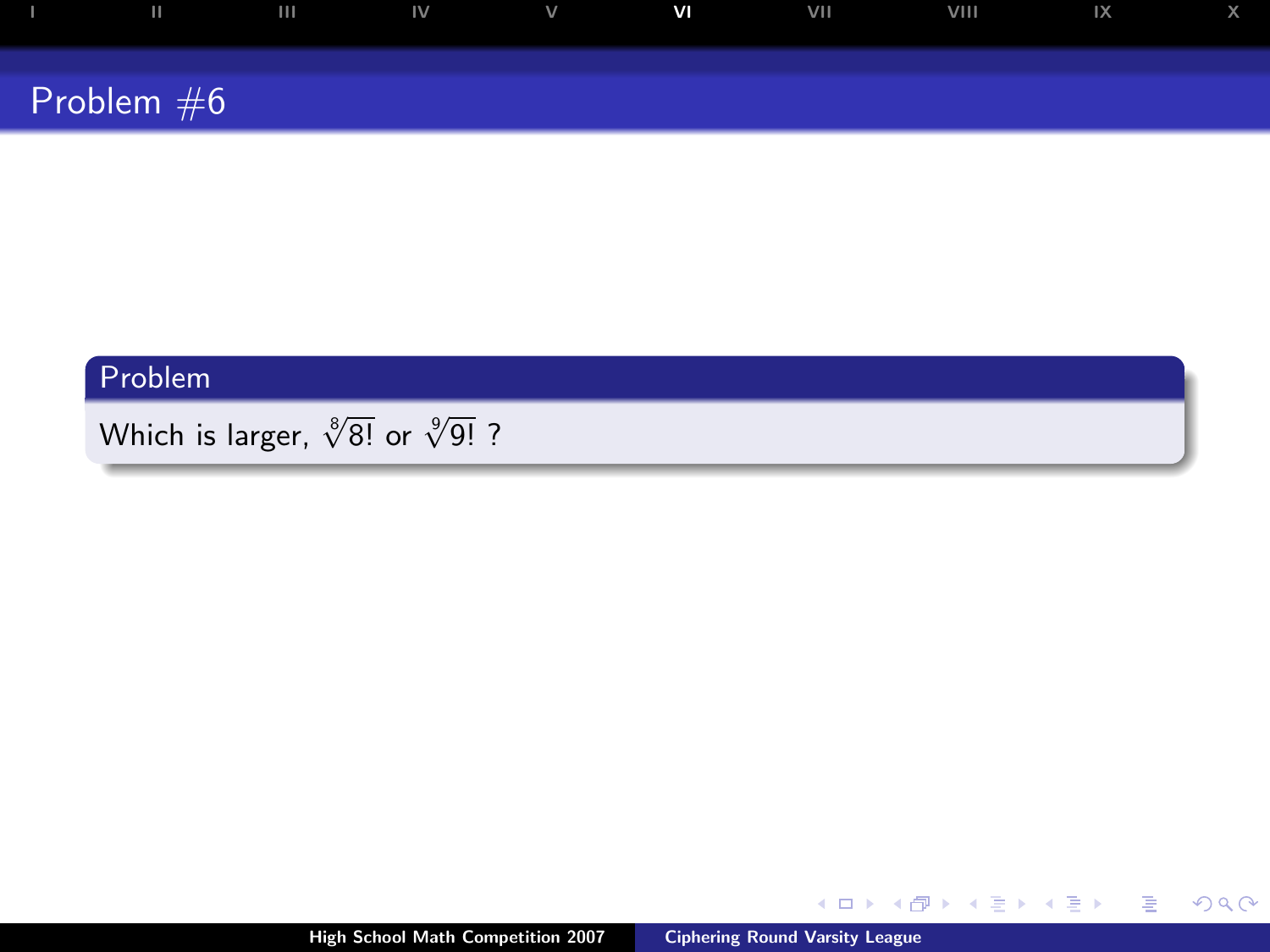# Problem #6

## Problem

Which is larger, $\sqrt[8]{8!}$ or $\sqrt[9]{9!}$ ?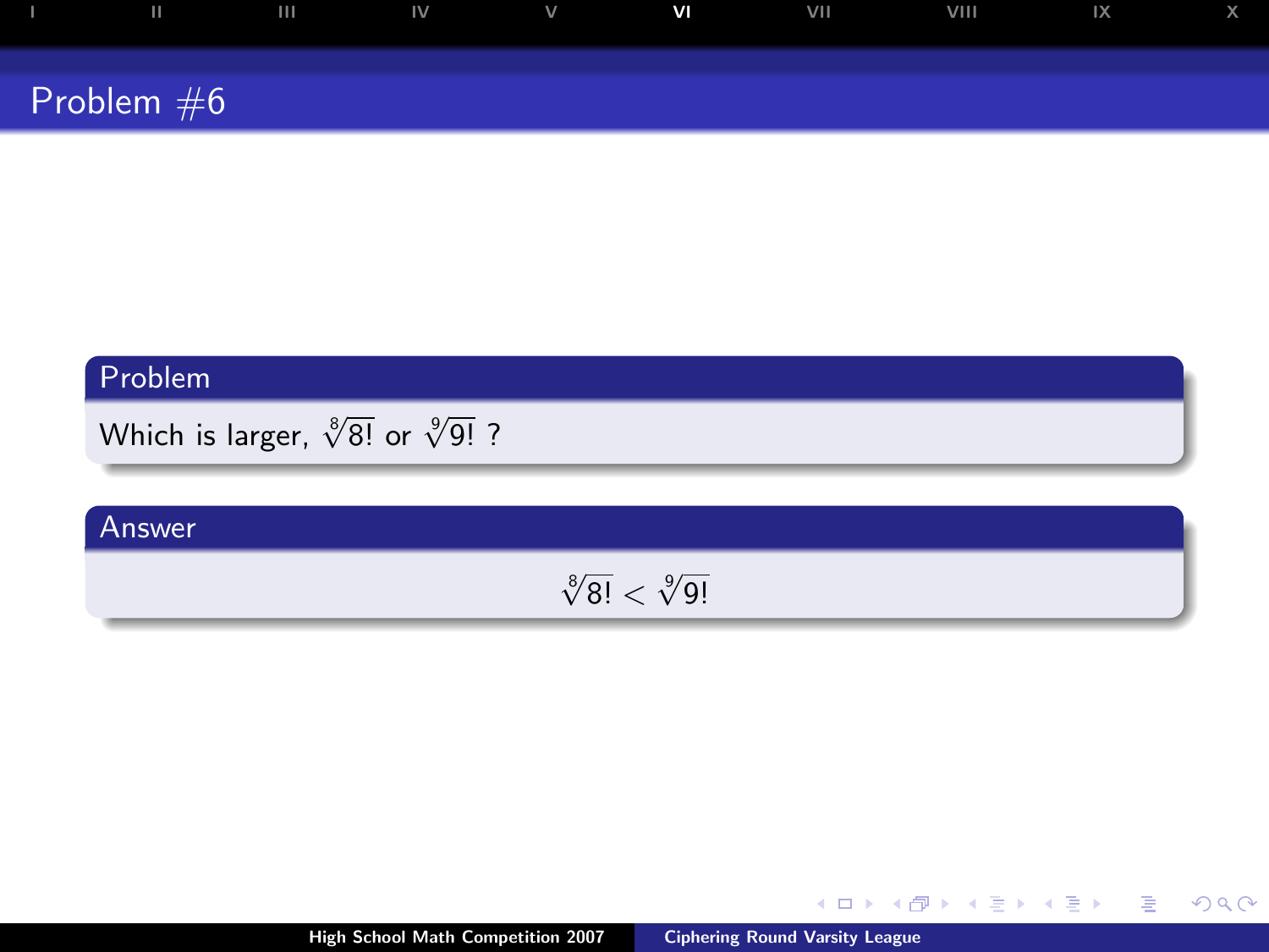## Problem #6

### Problem

Which is larger, $\sqrt[8]{8!}$ or $\sqrt[9]{9!}$ ?

### Answer

$$\sqrt[8]{8!} < \sqrt[9]{9!}$$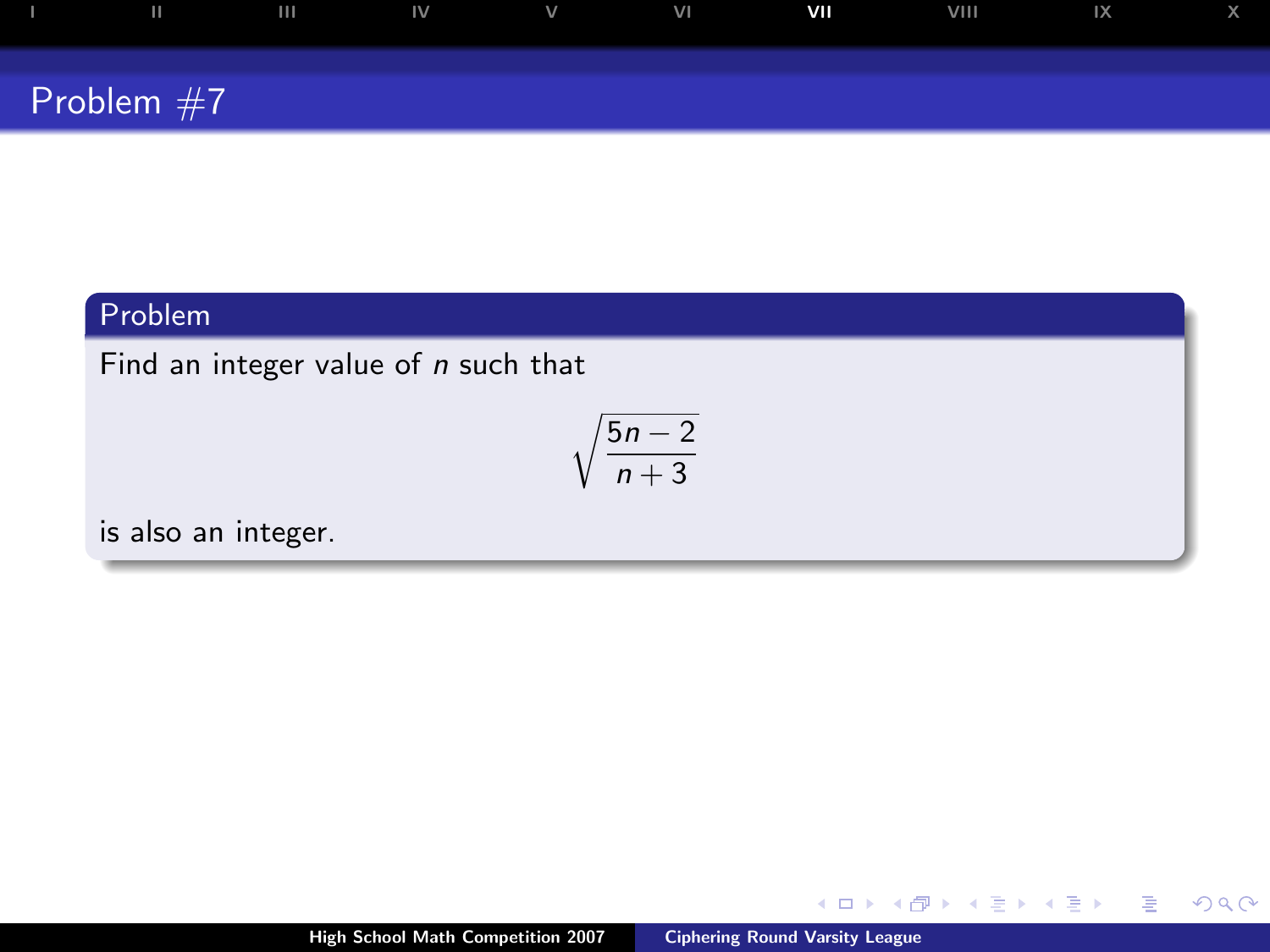# Problem #7

## Problem

Find an integer value of $n$ such that

$$\sqrt{\frac{5n-2}{n+3}}$$

is also an integer.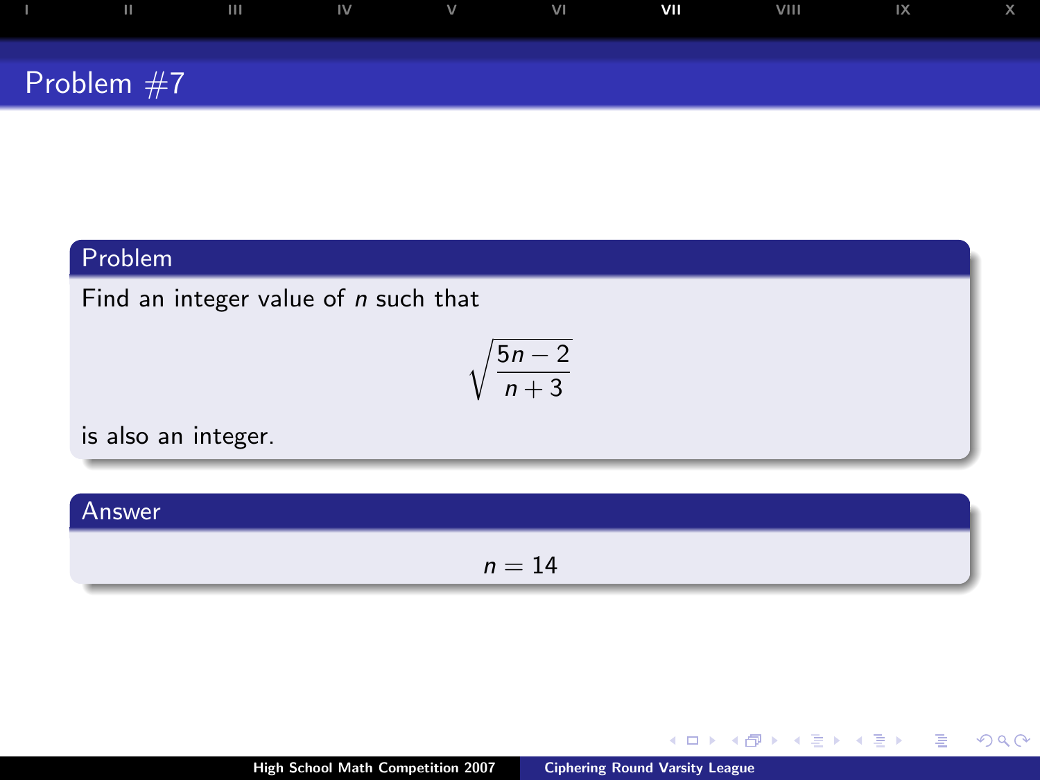# Problem #7

## Problem

Find an integer value of $n$ such that

$$\sqrt{\frac{5n-2}{n+3}}$$

is also an integer.

## Answer

$$n = 14$$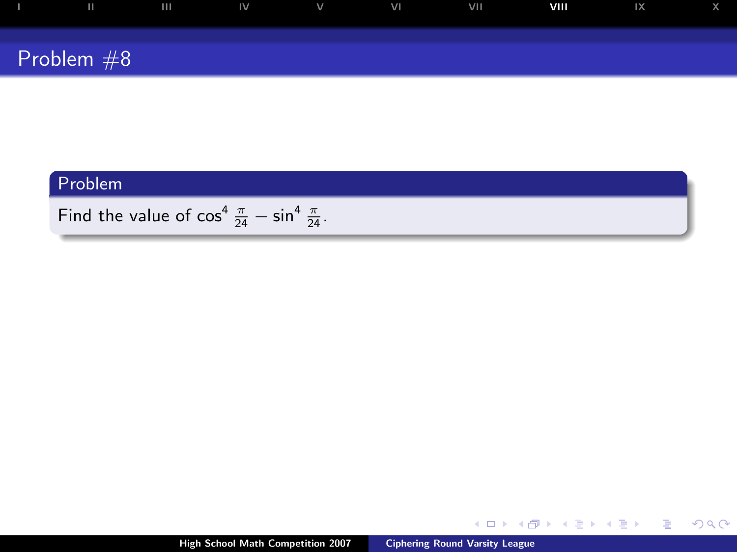# Problem #8

## Problem

Find the value of $\cos^4 \frac{\pi}{24} - \sin^4 \frac{\pi}{24}$.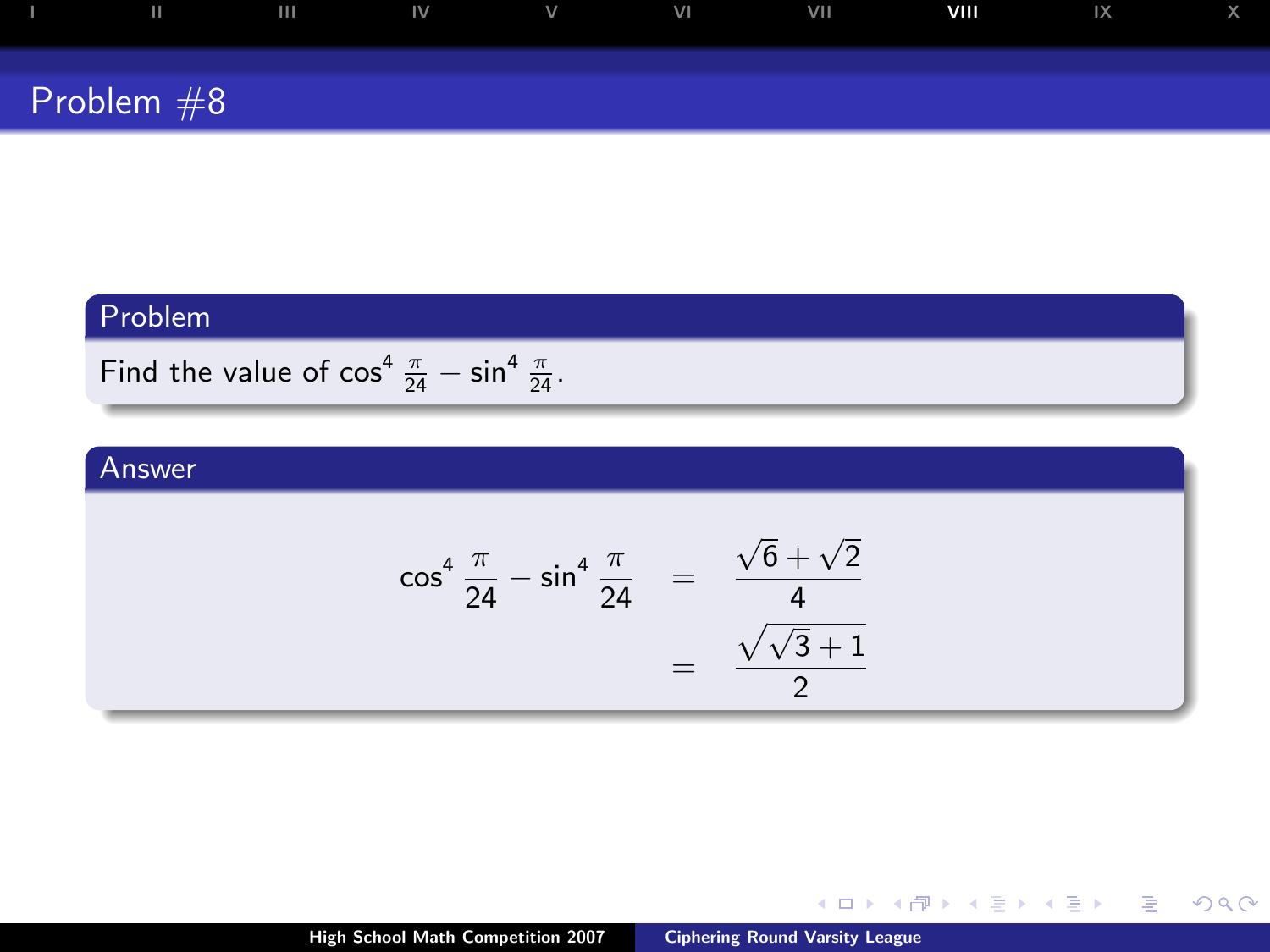# Problem #8

## Problem

Find the value of $\cos^4 \frac{\pi}{24} - \sin^4 \frac{\pi}{24}$.

## Answer

$$
\begin{aligned}
\cos^4 \frac{\pi}{24} - \sin^4 \frac{\pi}{24} &= \frac{\sqrt{6}+\sqrt{2}}{4} \\
&= \frac{\sqrt{\sqrt{3}+1}}{2}
\end{aligned}
$$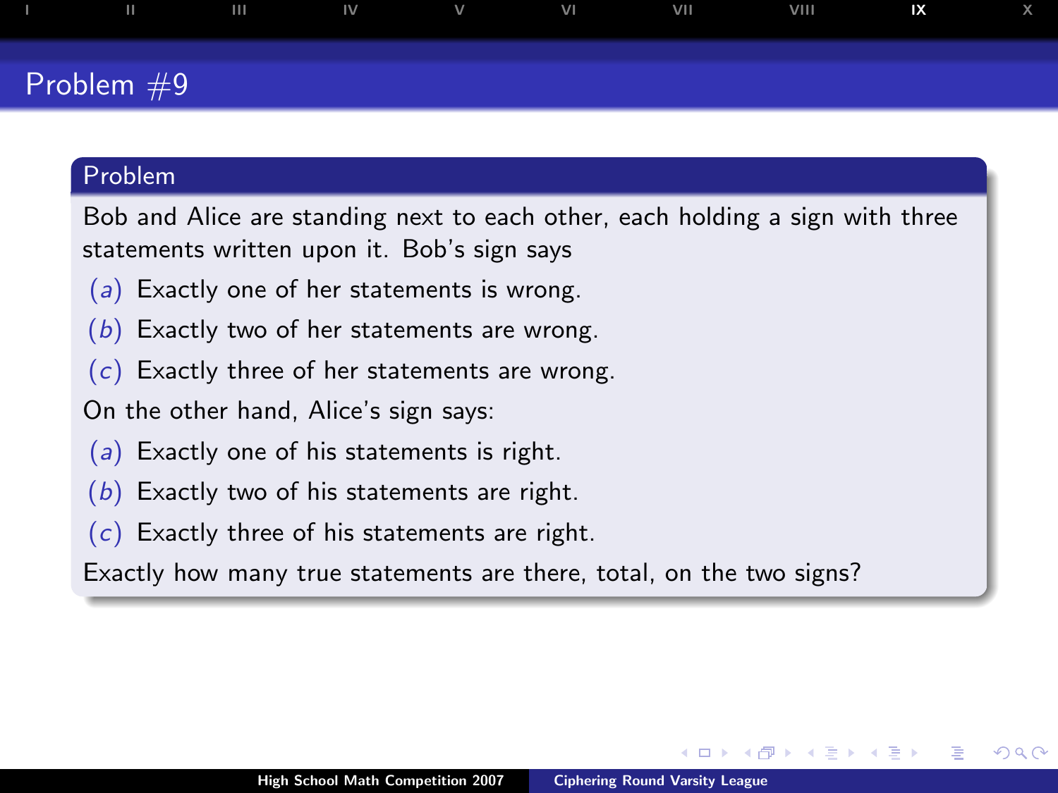## Problem #9

### Problem

Bob and Alice are standing next to each other, each holding a sign with three statements written upon it. Bob's sign says

- (*a*) Exactly one of her statements is wrong.
- (*b*) Exactly two of her statements are wrong.
- (*c*) Exactly three of her statements are wrong.

On the other hand, Alice's sign says:

- (*a*) Exactly one of his statements is right.
- (*b*) Exactly two of his statements are right.
- (*c*) Exactly three of his statements are right.

Exactly how many true statements are there, total, on the two signs?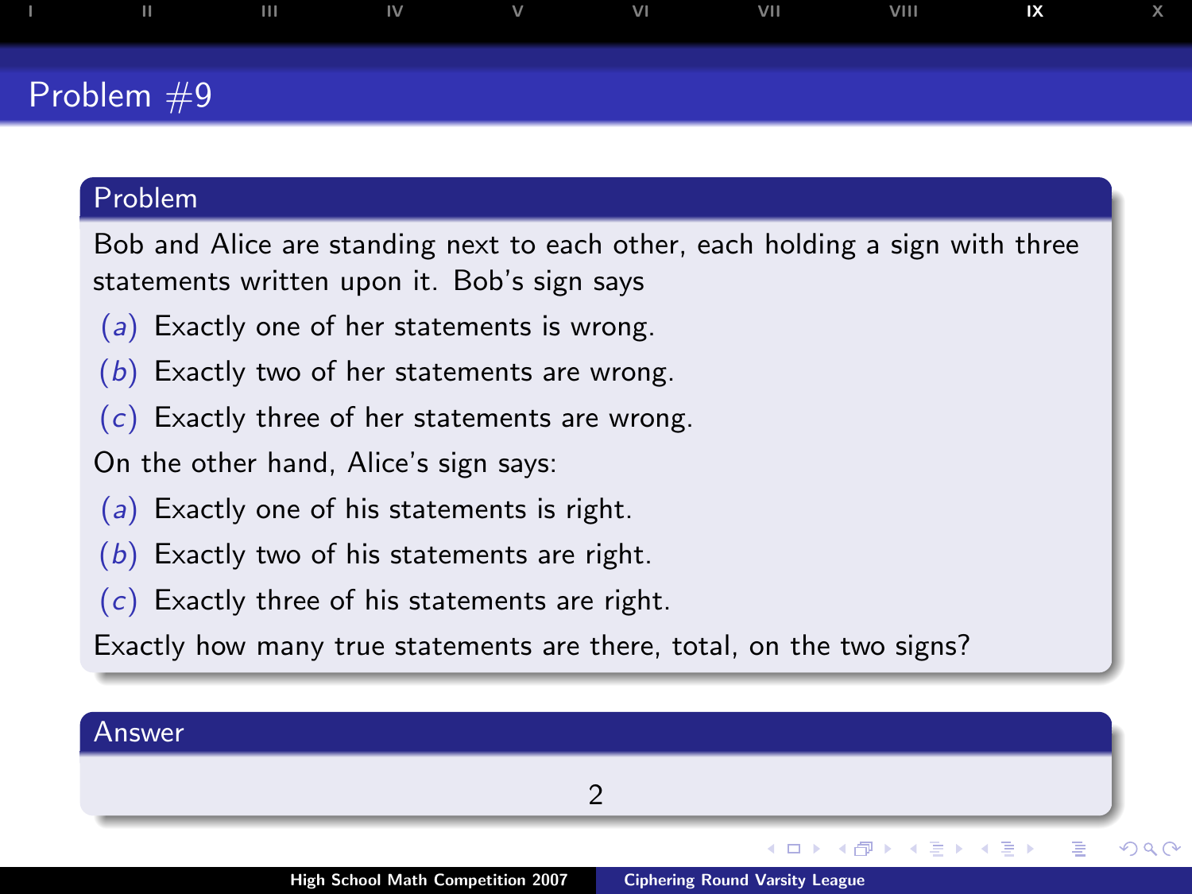# Problem #9

## Problem

Bob and Alice are standing next to each other, each holding a sign with three statements written upon it. Bob's sign says

(*a*) Exactly one of her statements is wrong.

(*b*) Exactly two of her statements are wrong.

(*c*) Exactly three of her statements are wrong.

On the other hand, Alice's sign says:

(*a*) Exactly one of his statements is right.

(*b*) Exactly two of his statements are right.

(*c*) Exactly three of his statements are right.

Exactly how many true statements are there, total, on the two signs?

## Answer

2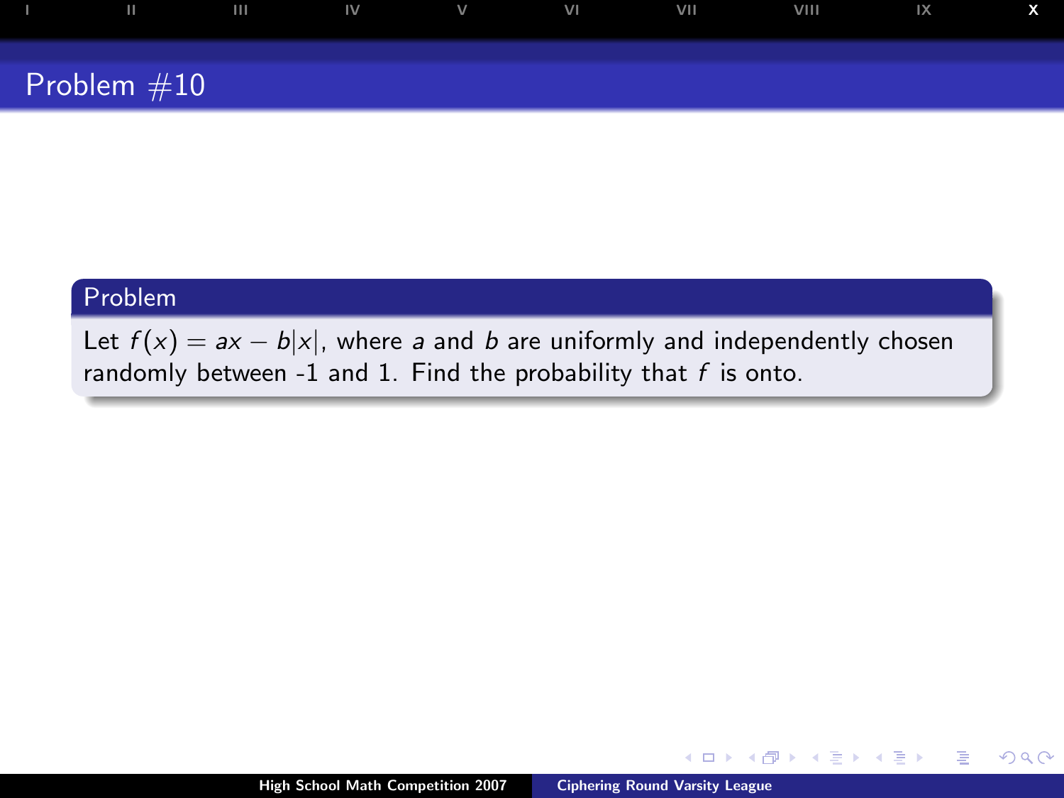# Problem #10

## Problem

Let $f(x) = ax - b|x|$, where $a$ and $b$ are uniformly and independently chosen randomly between -1 and 1. Find the probability that $f$ is onto.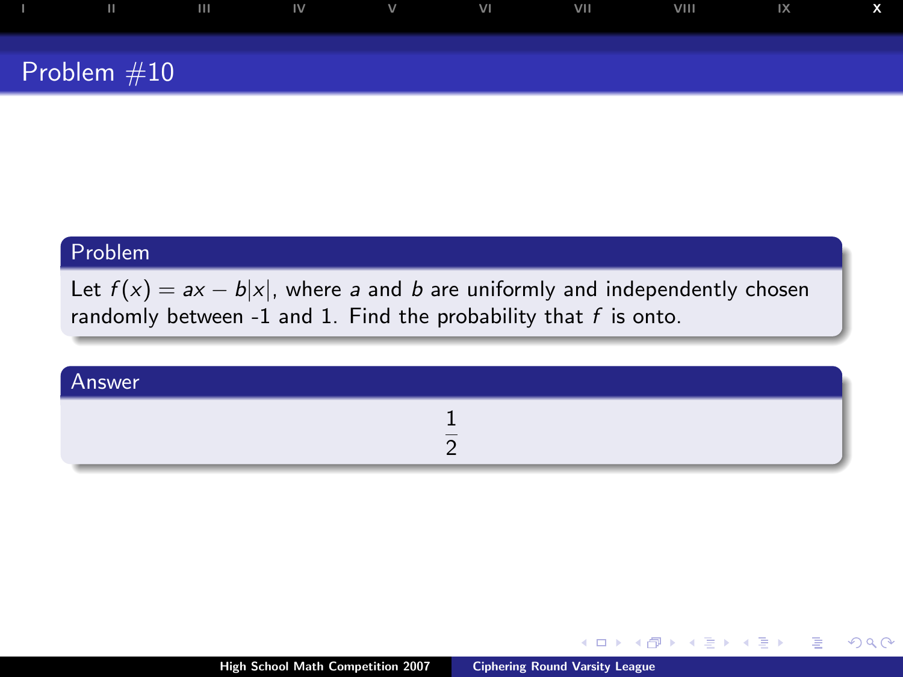# Problem #10

## Problem

Let $f(x) = ax - b|x|$, where $a$ and $b$ are uniformly and independently chosen randomly between -1 and 1. Find the probability that $f$ is onto.

## Answer

$$\frac{1}{2}$$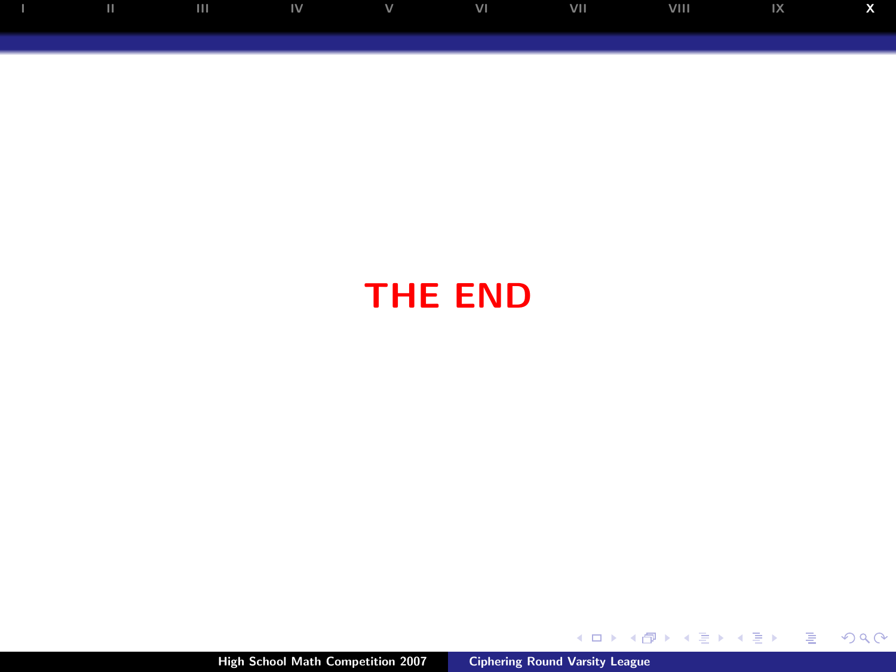**THE END**